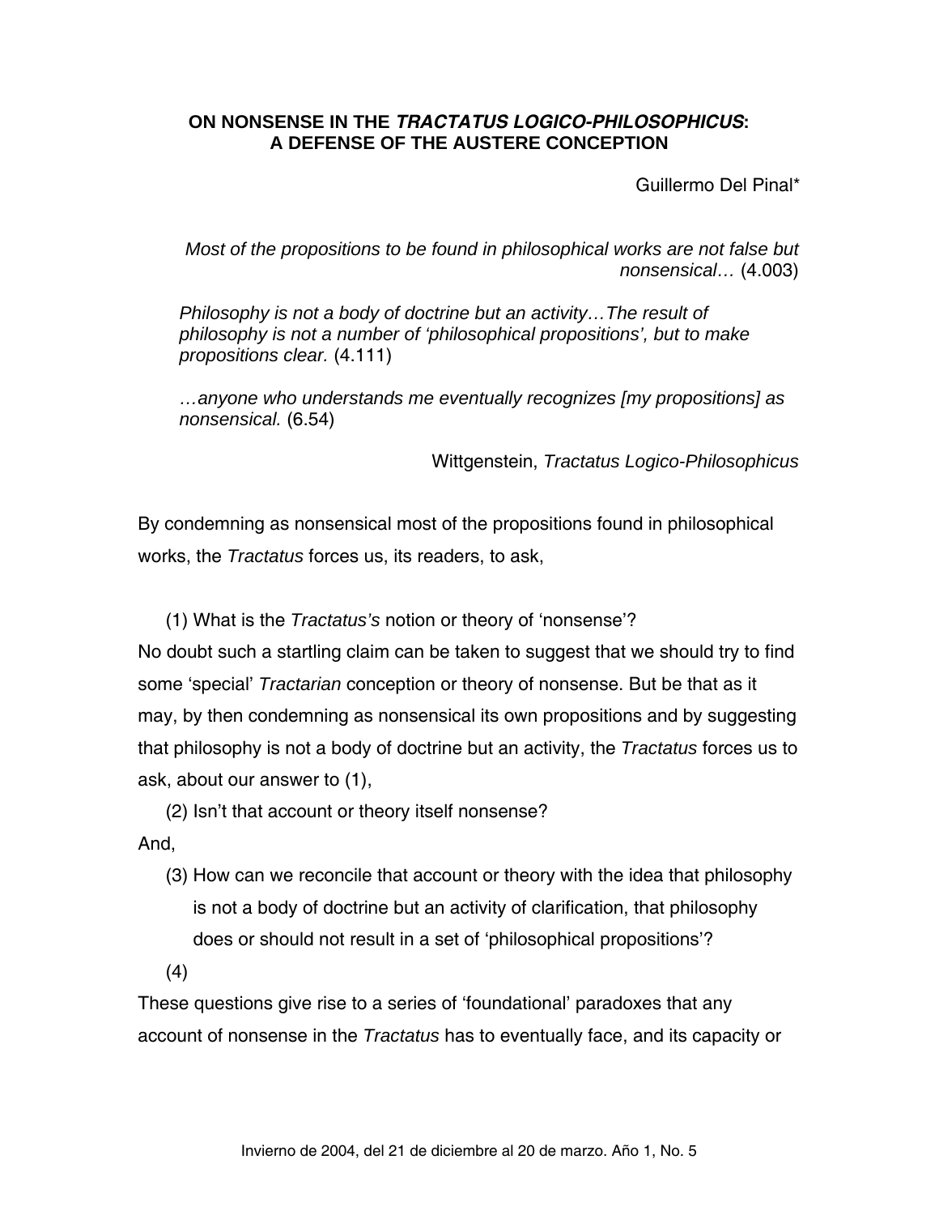# ON NONSENSE IN THE *TRACTATUS LOGICO-PHILOSOPHICUS*: A DEFENSE OF THE AUSTERE CONCEPTION

Guillermo Del Pinal*

> *Most of the propositions to be found in philosophical works are not false but nonsensical…* (4.003)
>
> *Philosophy is not a body of doctrine but an activity…The result of philosophy is not a number of 'philosophical propositions', but to make propositions clear.* (4.111)
>
> *…anyone who understands me eventually recognizes [my propositions] as nonsensical.* (6.54)
>
> Wittgenstein, *Tractatus Logico-Philosophicus*

By condemning as nonsensical most of the propositions found in philosophical works, the *Tractatus* forces us, its readers, to ask,

(1) What is the *Tractatus's* notion or theory of 'nonsense'?

No doubt such a startling claim can be taken to suggest that we should try to find some 'special' *Tractarian* conception or theory of nonsense. But be that as it may, by then condemning as nonsensical its own propositions and by suggesting that philosophy is not a body of doctrine but an activity, the *Tractatus* forces us to ask, about our answer to (1),

(2) Isn't that account or theory itself nonsense?

And,

(3) How can we reconcile that account or theory with the idea that philosophy is not a body of doctrine but an activity of clarification, that philosophy does or should not result in a set of 'philosophical propositions'?

(4)

These questions give rise to a series of 'foundational' paradoxes that any account of nonsense in the *Tractatus* has to eventually face, and its capacity or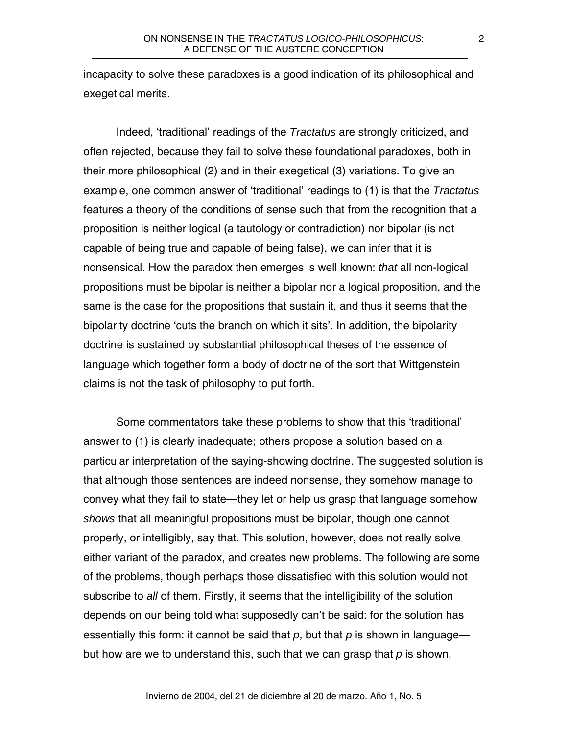incapacity to solve these paradoxes is a good indication of its philosophical and exegetical merits.

Indeed, 'traditional' readings of the *Tractatus* are strongly criticized, and often rejected, because they fail to solve these foundational paradoxes, both in their more philosophical (2) and in their exegetical (3) variations. To give an example, one common answer of 'traditional' readings to (1) is that the *Tractatus* features a theory of the conditions of sense such that from the recognition that a proposition is neither logical (a tautology or contradiction) nor bipolar (is not capable of being true and capable of being false), we can infer that it is nonsensical. How the paradox then emerges is well known: *that* all non-logical propositions must be bipolar is neither a bipolar nor a logical proposition, and the same is the case for the propositions that sustain it, and thus it seems that the bipolarity doctrine 'cuts the branch on which it sits'. In addition, the bipolarity doctrine is sustained by substantial philosophical theses of the essence of language which together form a body of doctrine of the sort that Wittgenstein claims is not the task of philosophy to put forth.

Some commentators take these problems to show that this 'traditional' answer to (1) is clearly inadequate; others propose a solution based on a particular interpretation of the saying-showing doctrine. The suggested solution is that although those sentences are indeed nonsense, they somehow manage to convey what they fail to state—they let or help us grasp that language somehow *shows* that all meaningful propositions must be bipolar, though one cannot properly, or intelligibly, say that. This solution, however, does not really solve either variant of the paradox, and creates new problems. The following are some of the problems, though perhaps those dissatisfied with this solution would not subscribe to *all* of them. Firstly, it seems that the intelligibility of the solution depends on our being told what supposedly can't be said: for the solution has essentially this form: it cannot be said that *p*, but that *p* is shown in language—but how are we to understand this, such that we can grasp that *p* is shown,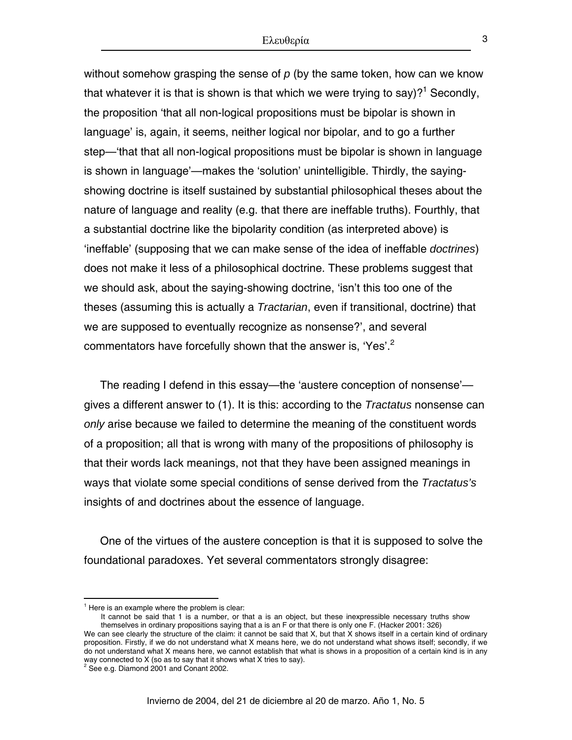without somehow grasping the sense of *p* (by the same token, how can we know that whatever it is that is shown is that which we were trying to say)?[1] Secondly, the proposition 'that all non-logical propositions must be bipolar is shown in language' is, again, it seems, neither logical nor bipolar, and to go a further step—'that that all non-logical propositions must be bipolar is shown in language is shown in language'—makes the 'solution' unintelligible. Thirdly, the saying-showing doctrine is itself sustained by substantial philosophical theses about the nature of language and reality (e.g. that there are ineffable truths). Fourthly, that a substantial doctrine like the bipolarity condition (as interpreted above) is 'ineffable' (supposing that we can make sense of the idea of ineffable *doctrines*) does not make it less of a philosophical doctrine. These problems suggest that we should ask, about the saying-showing doctrine, 'isn't this too one of the theses (assuming this is actually a *Tractarian*, even if transitional, doctrine) that we are supposed to eventually recognize as nonsense?', and several commentators have forcefully shown that the answer is, 'Yes'.[2]

The reading I defend in this essay—the 'austere conception of nonsense'—gives a different answer to (1). It is this: according to the *Tractatus* nonsense can *only* arise because we failed to determine the meaning of the constituent words of a proposition; all that is wrong with many of the propositions of philosophy is that their words lack meanings, not that they have been assigned meanings in ways that violate some special conditions of sense derived from the *Tractatus's* insights of and doctrines about the essence of language.

One of the virtues of the austere conception is that it is supposed to solve the foundational paradoxes. Yet several commentators strongly disagree:

---

[1] Here is an example where the problem is clear:

> It cannot be said that 1 is a number, or that a is an object, but these inexpressible necessary truths show themselves in ordinary propositions saying that a is an F or that there is only one F. (Hacker 2001: 326)

We can see clearly the structure of the claim: it cannot be said that X, but that X shows itself in a certain kind of ordinary proposition. Firstly, if we do not understand what X means here, we do not understand what shows itself; secondly, if we do not understand what X means here, we cannot establish that what is shows in a proposition of a certain kind is in any way connected to X (so as to say that it shows what X tries to say).

[2] See e.g. Diamond 2001 and Conant 2002.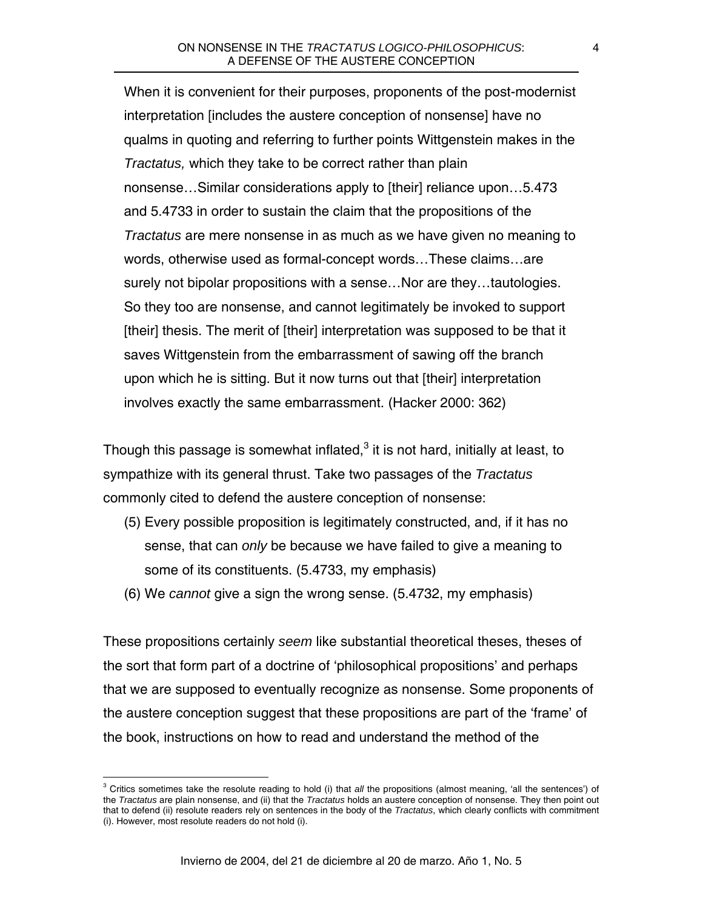> When it is convenient for their purposes, proponents of the post-modernist interpretation [includes the austere conception of nonsense] have no qualms in quoting and referring to further points Wittgenstein makes in the *Tractatus,* which they take to be correct rather than plain nonsense…Similar considerations apply to [their] reliance upon…5.473 and 5.4733 in order to sustain the claim that the propositions of the *Tractatus* are mere nonsense in as much as we have given no meaning to words, otherwise used as formal-concept words…These claims…are surely not bipolar propositions with a sense…Nor are they…tautologies. So they too are nonsense, and cannot legitimately be invoked to support [their] thesis. The merit of [their] interpretation was supposed to be that it saves Wittgenstein from the embarrassment of sawing off the branch upon which he is sitting. But it now turns out that [their] interpretation involves exactly the same embarrassment. (Hacker 2000: 362)

Though this passage is somewhat inflated,[3] it is not hard, initially at least, to sympathize with its general thrust. Take two passages of the *Tractatus* commonly cited to defend the austere conception of nonsense:

(5) Every possible proposition is legitimately constructed, and, if it has no sense, that can *only* be because we have failed to give a meaning to some of its constituents. (5.4733, my emphasis)

(6) We *cannot* give a sign the wrong sense. (5.4732, my emphasis)

These propositions certainly *seem* like substantial theoretical theses, theses of the sort that form part of a doctrine of 'philosophical propositions' and perhaps that we are supposed to eventually recognize as nonsense. Some proponents of the austere conception suggest that these propositions are part of the 'frame' of the book, instructions on how to read and understand the method of the

[3] Critics sometimes take the resolute reading to hold (i) that *all* the propositions (almost meaning, 'all the sentences') of the *Tractatus* are plain nonsense, and (ii) that the *Tractatus* holds an austere conception of nonsense. They then point out that to defend (ii) resolute readers rely on sentences in the body of the *Tractatus*, which clearly conflicts with commitment (i). However, most resolute readers do not hold (i).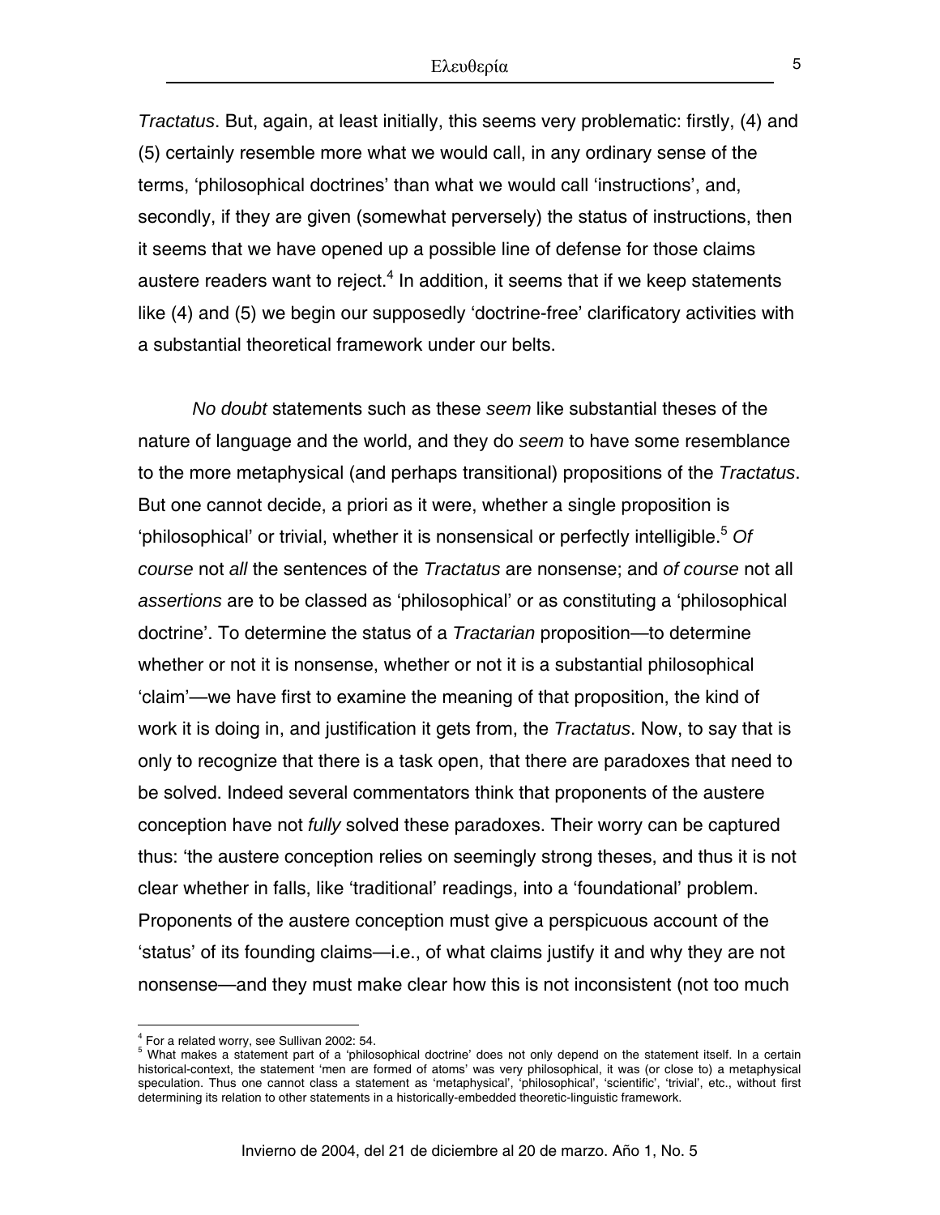*Tractatus*. But, again, at least initially, this seems very problematic: firstly, (4) and (5) certainly resemble more what we would call, in any ordinary sense of the terms, 'philosophical doctrines' than what we would call 'instructions', and, secondly, if they are given (somewhat perversely) the status of instructions, then it seems that we have opened up a possible line of defense for those claims austere readers want to reject.[4] In addition, it seems that if we keep statements like (4) and (5) we begin our supposedly 'doctrine-free' clarificatory activities with a substantial theoretical framework under our belts.

*No doubt* statements such as these *seem* like substantial theses of the nature of language and the world, and they do *seem* to have some resemblance to the more metaphysical (and perhaps transitional) propositions of the *Tractatus*. But one cannot decide, a priori as it were, whether a single proposition is 'philosophical' or trivial, whether it is nonsensical or perfectly intelligible.[5] *Of course* not *all* the sentences of the *Tractatus* are nonsense; and *of course* not all *assertions* are to be classed as 'philosophical' or as constituting a 'philosophical doctrine'. To determine the status of a *Tractarian* proposition—to determine whether or not it is nonsense, whether or not it is a substantial philosophical 'claim'—we have first to examine the meaning of that proposition, the kind of work it is doing in, and justification it gets from, the *Tractatus*. Now, to say that is only to recognize that there is a task open, that there are paradoxes that need to be solved. Indeed several commentators think that proponents of the austere conception have not *fully* solved these paradoxes. Their worry can be captured thus: 'the austere conception relies on seemingly strong theses, and thus it is not clear whether in falls, like 'traditional' readings, into a 'foundational' problem. Proponents of the austere conception must give a perspicuous account of the 'status' of its founding claims—i.e., of what claims justify it and why they are not nonsense—and they must make clear how this is not inconsistent (not too much

---

[4] For a related worry, see Sullivan 2002: 54.

[5] What makes a statement part of a 'philosophical doctrine' does not only depend on the statement itself. In a certain historical-context, the statement 'men are formed of atoms' was very philosophical, it was (or close to) a metaphysical speculation. Thus one cannot class a statement as 'metaphysical', 'philosophical', 'scientific', 'trivial', etc., without first determining its relation to other statements in a historically-embedded theoretic-linguistic framework.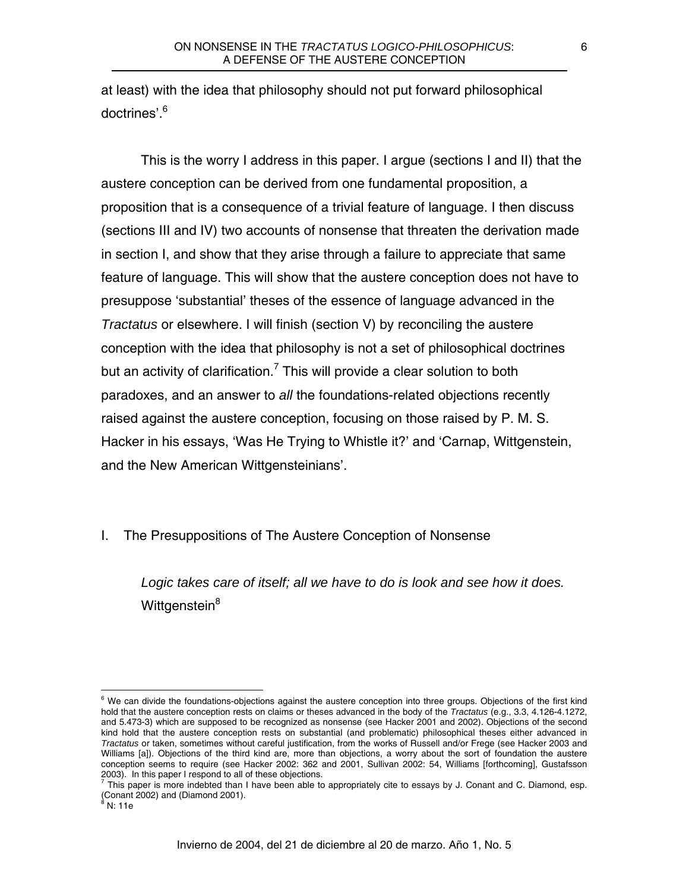at least) with the idea that philosophy should not put forward philosophical doctrines'.[6]

This is the worry I address in this paper. I argue (sections I and II) that the austere conception can be derived from one fundamental proposition, a proposition that is a consequence of a trivial feature of language. I then discuss (sections III and IV) two accounts of nonsense that threaten the derivation made in section I, and show that they arise through a failure to appreciate that same feature of language. This will show that the austere conception does not have to presuppose 'substantial' theses of the essence of language advanced in the *Tractatus* or elsewhere. I will finish (section V) by reconciling the austere conception with the idea that philosophy is not a set of philosophical doctrines but an activity of clarification.[7] This will provide a clear solution to both paradoxes, and an answer to *all* the foundations-related objections recently raised against the austere conception, focusing on those raised by P. M. S. Hacker in his essays, 'Was He Trying to Whistle it?' and 'Carnap, Wittgenstein, and the New American Wittgensteinians'.

## I. The Presuppositions of The Austere Conception of Nonsense

> *Logic takes care of itself; all we have to do is look and see how it does.*
> Wittgenstein[8]

---

[6] We can divide the foundations-objections against the austere conception into three groups. Objections of the first kind hold that the austere conception rests on claims or theses advanced in the body of the *Tractatus* (e.g., 3.3, 4.126-4.1272, and 5.473-3) which are supposed to be recognized as nonsense (see Hacker 2001 and 2002). Objections of the second kind hold that the austere conception rests on substantial (and problematic) philosophical theses either advanced in *Tractatus* or taken, sometimes without careful justification, from the works of Russell and/or Frege (see Hacker 2003 and Williams [a]). Objections of the third kind are, more than objections, a worry about the sort of foundation the austere conception seems to require (see Hacker 2002: 362 and 2001, Sullivan 2002: 54, Williams [forthcoming], Gustafsson 2003). In this paper I respond to all of these objections.

[7] This paper is more indebted than I have been able to appropriately cite to essays by J. Conant and C. Diamond, esp. (Conant 2002) and (Diamond 2001).

[8] N: 11e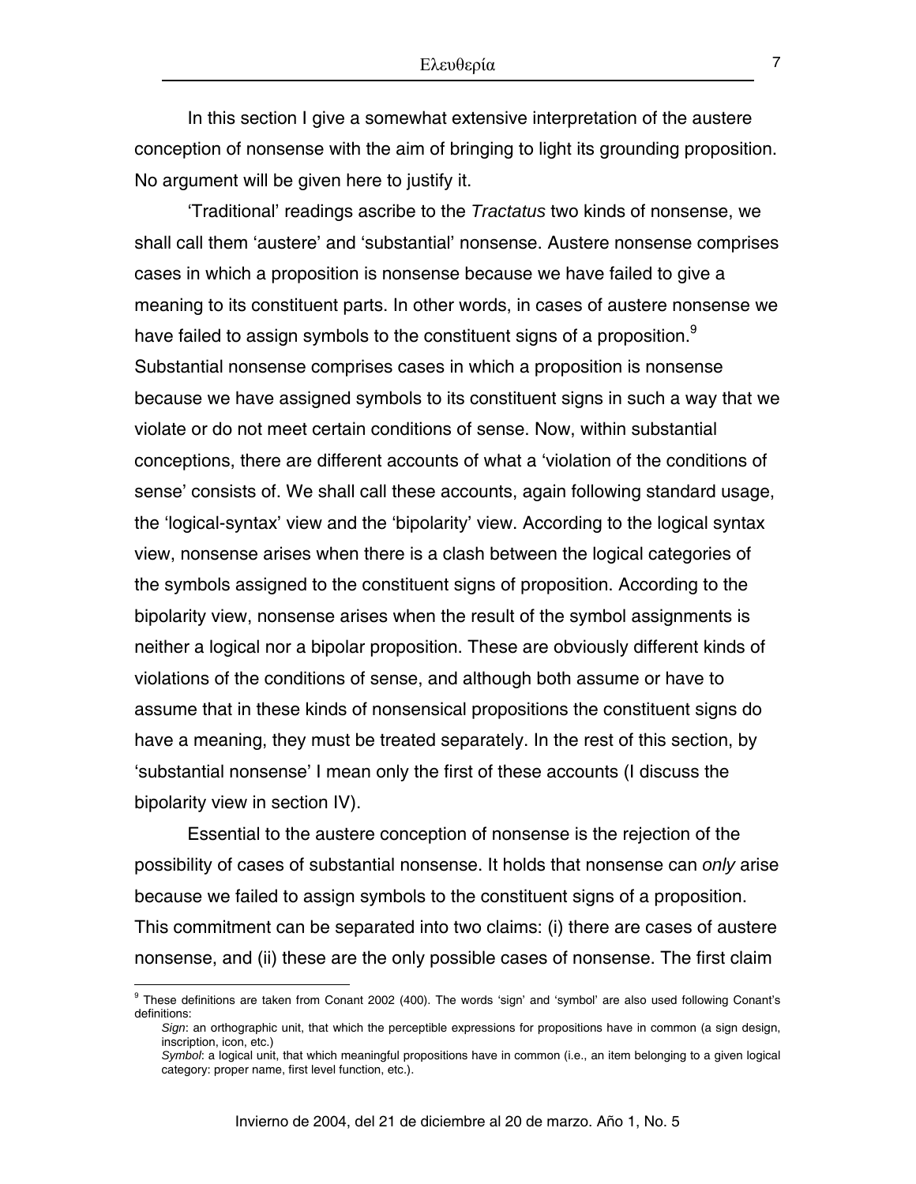In this section I give a somewhat extensive interpretation of the austere conception of nonsense with the aim of bringing to light its grounding proposition. No argument will be given here to justify it.

'Traditional' readings ascribe to the *Tractatus* two kinds of nonsense, we shall call them 'austere' and 'substantial' nonsense. Austere nonsense comprises cases in which a proposition is nonsense because we have failed to give a meaning to its constituent parts. In other words, in cases of austere nonsense we have failed to assign symbols to the constituent signs of a proposition.[9] Substantial nonsense comprises cases in which a proposition is nonsense because we have assigned symbols to its constituent signs in such a way that we violate or do not meet certain conditions of sense. Now, within substantial conceptions, there are different accounts of what a 'violation of the conditions of sense' consists of. We shall call these accounts, again following standard usage, the 'logical-syntax' view and the 'bipolarity' view. According to the logical syntax view, nonsense arises when there is a clash between the logical categories of the symbols assigned to the constituent signs of proposition. According to the bipolarity view, nonsense arises when the result of the symbol assignments is neither a logical nor a bipolar proposition. These are obviously different kinds of violations of the conditions of sense, and although both assume or have to assume that in these kinds of nonsensical propositions the constituent signs do have a meaning, they must be treated separately. In the rest of this section, by 'substantial nonsense' I mean only the first of these accounts (I discuss the bipolarity view in section IV).

Essential to the austere conception of nonsense is the rejection of the possibility of cases of substantial nonsense. It holds that nonsense can *only* arise because we failed to assign symbols to the constituent signs of a proposition. This commitment can be separated into two claims: (i) there are cases of austere nonsense, and (ii) these are the only possible cases of nonsense. The first claim

---

[9] These definitions are taken from Conant 2002 (400). The words 'sign' and 'symbol' are also used following Conant's definitions:

*Sign*: an orthographic unit, that which the perceptible expressions for propositions have in common (a sign design, inscription, icon, etc.)

*Symbol*: a logical unit, that which meaningful propositions have in common (i.e., an item belonging to a given logical category: proper name, first level function, etc.).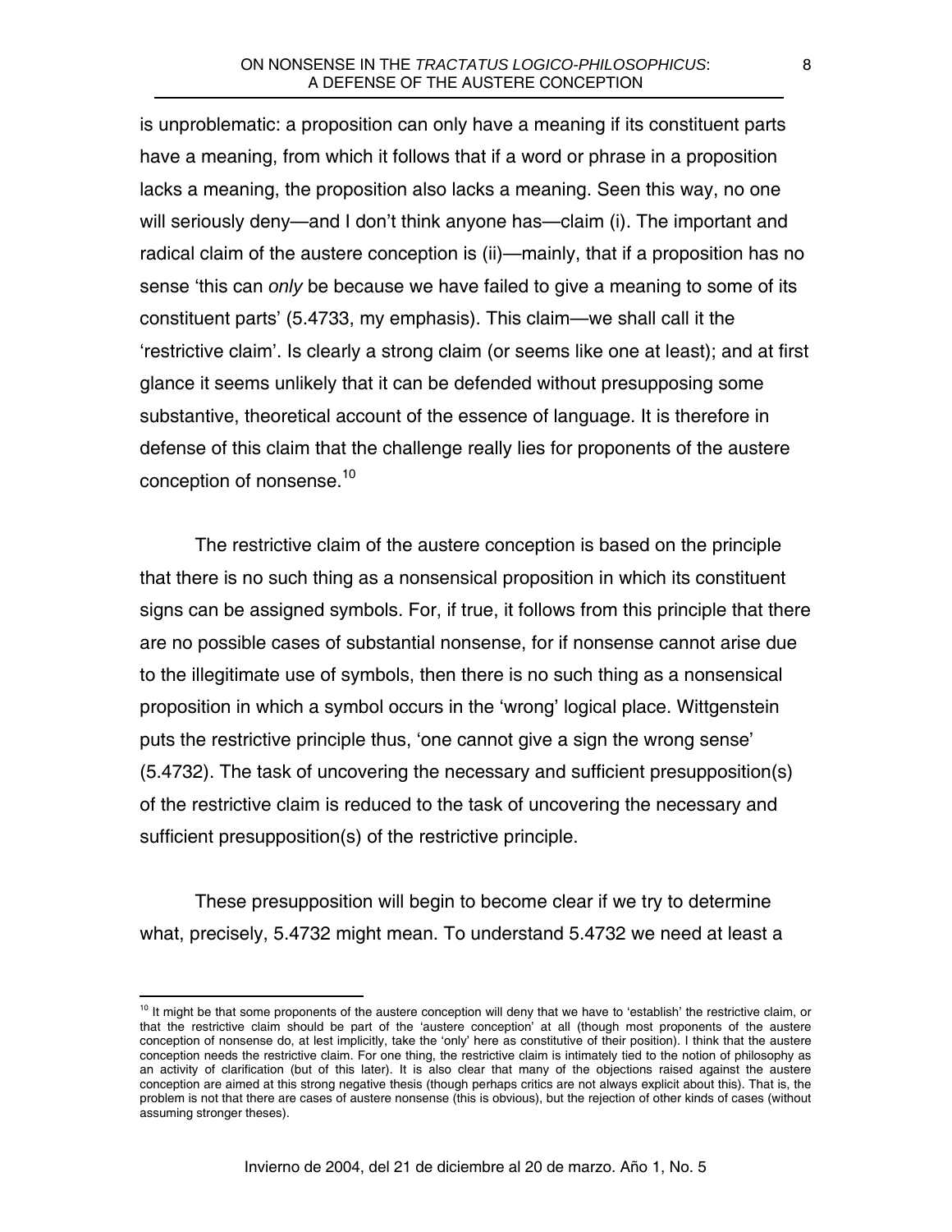is unproblematic: a proposition can only have a meaning if its constituent parts have a meaning, from which it follows that if a word or phrase in a proposition lacks a meaning, the proposition also lacks a meaning. Seen this way, no one will seriously deny—and I don't think anyone has—claim (i). The important and radical claim of the austere conception is (ii)—mainly, that if a proposition has no sense 'this can *only* be because we have failed to give a meaning to some of its constituent parts' (5.4733, my emphasis). This claim—we shall call it the 'restrictive claim'. Is clearly a strong claim (or seems like one at least); and at first glance it seems unlikely that it can be defended without presupposing some substantive, theoretical account of the essence of language. It is therefore in defense of this claim that the challenge really lies for proponents of the austere conception of nonsense.[10]

The restrictive claim of the austere conception is based on the principle that there is no such thing as a nonsensical proposition in which its constituent signs can be assigned symbols. For, if true, it follows from this principle that there are no possible cases of substantial nonsense, for if nonsense cannot arise due to the illegitimate use of symbols, then there is no such thing as a nonsensical proposition in which a symbol occurs in the 'wrong' logical place. Wittgenstein puts the restrictive principle thus, 'one cannot give a sign the wrong sense' (5.4732). The task of uncovering the necessary and sufficient presupposition(s) of the restrictive claim is reduced to the task of uncovering the necessary and sufficient presupposition(s) of the restrictive principle.

These presupposition will begin to become clear if we try to determine what, precisely, 5.4732 might mean. To understand 5.4732 we need at least a

[10] It might be that some proponents of the austere conception will deny that we have to 'establish' the restrictive claim, or that the restrictive claim should be part of the 'austere conception' at all (though most proponents of the austere conception of nonsense do, at lest implicitly, take the 'only' here as constitutive of their position). I think that the austere conception needs the restrictive claim. For one thing, the restrictive claim is intimately tied to the notion of philosophy as an activity of clarification (but of this later). It is also clear that many of the objections raised against the austere conception are aimed at this strong negative thesis (though perhaps critics are not always explicit about this). That is, the problem is not that there are cases of austere nonsense (this is obvious), but the rejection of other kinds of cases (without assuming stronger theses).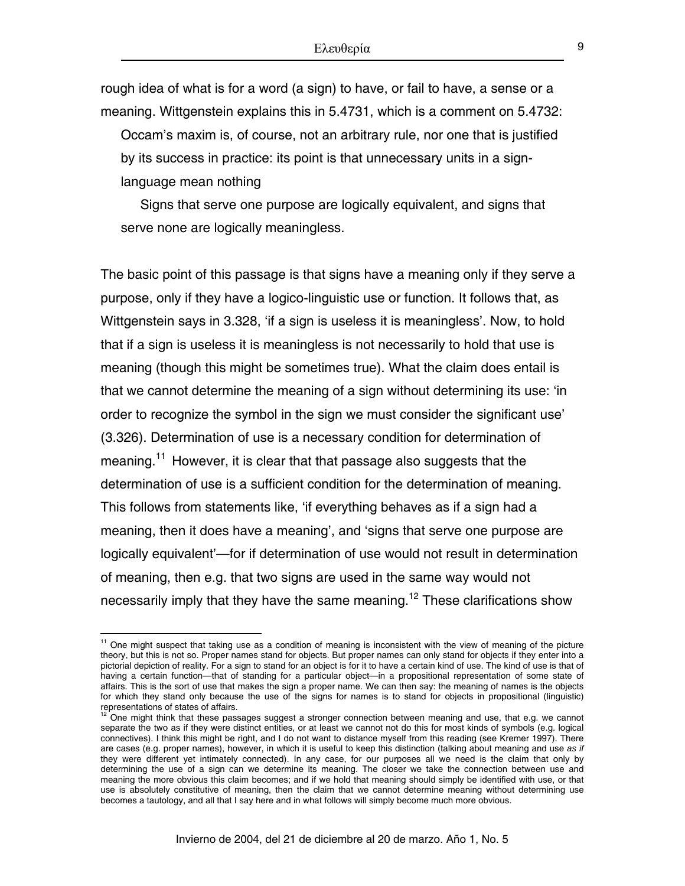rough idea of what is for a word (a sign) to have, or fail to have, a sense or a meaning. Wittgenstein explains this in 5.4731, which is a comment on 5.4732:

> Occam's maxim is, of course, not an arbitrary rule, nor one that is justified by its success in practice: its point is that unnecessary units in a sign-language mean nothing
>
> Signs that serve one purpose are logically equivalent, and signs that serve none are logically meaningless.

The basic point of this passage is that signs have a meaning only if they serve a purpose, only if they have a logico-linguistic use or function. It follows that, as Wittgenstein says in 3.328, 'if a sign is useless it is meaningless'. Now, to hold that if a sign is useless it is meaningless is not necessarily to hold that use is meaning (though this might be sometimes true). What the claim does entail is that we cannot determine the meaning of a sign without determining its use: 'in order to recognize the symbol in the sign we must consider the significant use' (3.326). Determination of use is a necessary condition for determination of meaning.[11] However, it is clear that that passage also suggests that the determination of use is a sufficient condition for the determination of meaning. This follows from statements like, 'if everything behaves as if a sign had a meaning, then it does have a meaning', and 'signs that serve one purpose are logically equivalent'—for if determination of use would not result in determination of meaning, then e.g. that two signs are used in the same way would not necessarily imply that they have the same meaning.[12] These clarifications show

---

[11] One might suspect that taking use as a condition of meaning is inconsistent with the view of meaning of the picture theory, but this is not so. Proper names stand for objects. But proper names can only stand for objects if they enter into a pictorial depiction of reality. For a sign to stand for an object is for it to have a certain kind of use. The kind of use is that of having a certain function—that of standing for a particular object—in a propositional representation of some state of affairs. This is the sort of use that makes the sign a proper name. We can then say: the meaning of names is the objects for which they stand only because the use of the signs for names is to stand for objects in propositional (linguistic) representations of states of affairs.

[12] One might think that these passages suggest a stronger connection between meaning and use, that e.g. we cannot separate the two as if they were distinct entities, or at least we cannot not do this for most kinds of symbols (e.g. logical connectives). I think this might be right, and I do not want to distance myself from this reading (see Kremer 1997). There are cases (e.g. proper names), however, in which it is useful to keep this distinction (talking about meaning and use *as if* they were different yet intimately connected). In any case, for our purposes all we need is the claim that only by determining the use of a sign can we determine its meaning. The closer we take the connection between use and meaning the more obvious this claim becomes; and if we hold that meaning should simply be identified with use, or that use is absolutely constitutive of meaning, then the claim that we cannot determine meaning without determining use becomes a tautology, and all that I say here and in what follows will simply become much more obvious.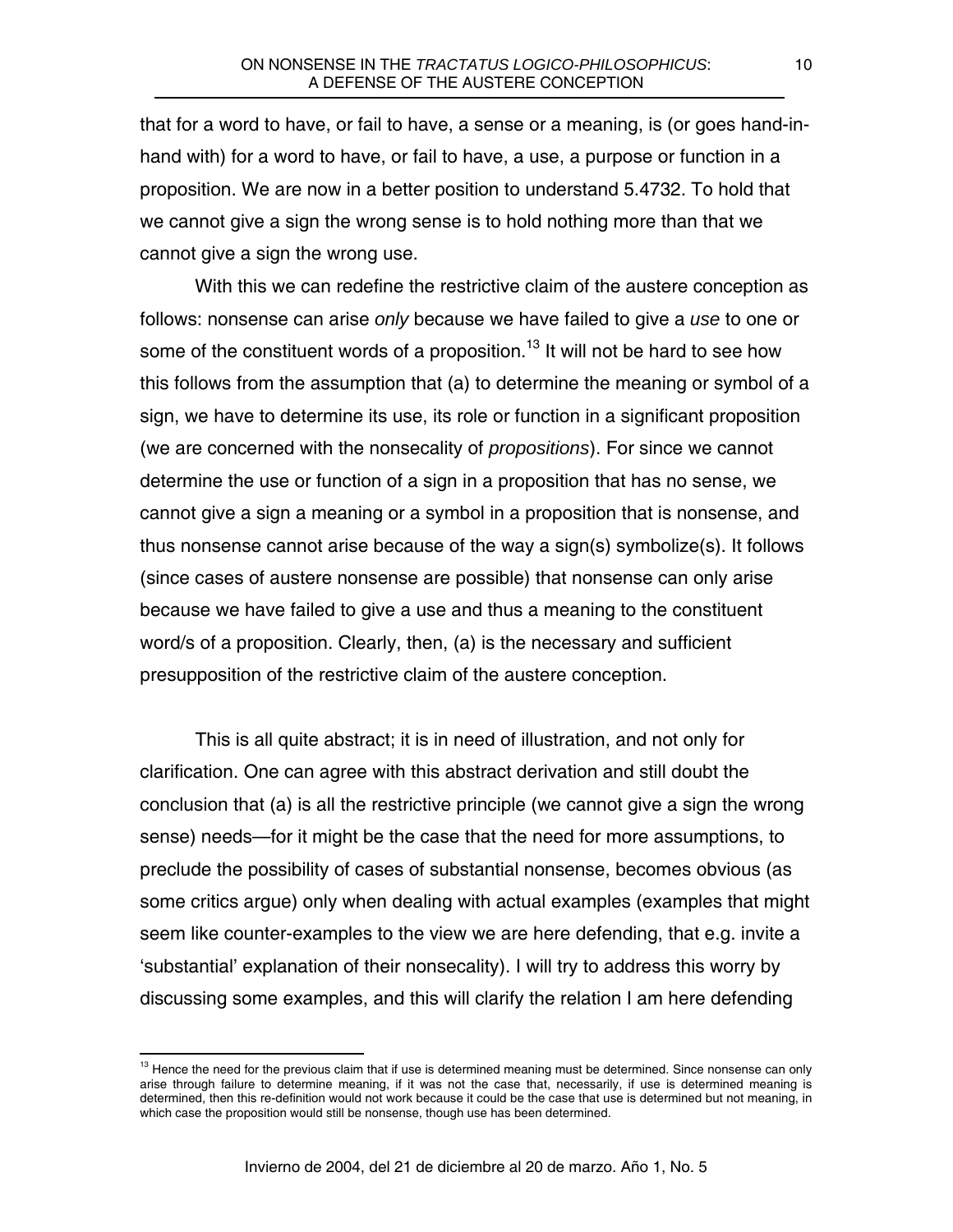that for a word to have, or fail to have, a sense or a meaning, is (or goes hand-in-hand with) for a word to have, or fail to have, a use, a purpose or function in a proposition. We are now in a better position to understand 5.4732. To hold that we cannot give a sign the wrong sense is to hold nothing more than that we cannot give a sign the wrong use.

With this we can redefine the restrictive claim of the austere conception as follows: nonsense can arise *only* because we have failed to give a *use* to one or some of the constituent words of a proposition.[13] It will not be hard to see how this follows from the assumption that (a) to determine the meaning or symbol of a sign, we have to determine its use, its role or function in a significant proposition (we are concerned with the nonsecality of *propositions*). For since we cannot determine the use or function of a sign in a proposition that has no sense, we cannot give a sign a meaning or a symbol in a proposition that is nonsense, and thus nonsense cannot arise because of the way a sign(s) symbolize(s). It follows (since cases of austere nonsense are possible) that nonsense can only arise because we have failed to give a use and thus a meaning to the constituent word/s of a proposition. Clearly, then, (a) is the necessary and sufficient presupposition of the restrictive claim of the austere conception.

This is all quite abstract; it is in need of illustration, and not only for clarification. One can agree with this abstract derivation and still doubt the conclusion that (a) is all the restrictive principle (we cannot give a sign the wrong sense) needs—for it might be the case that the need for more assumptions, to preclude the possibility of cases of substantial nonsense, becomes obvious (as some critics argue) only when dealing with actual examples (examples that might seem like counter-examples to the view we are here defending, that e.g. invite a 'substantial' explanation of their nonsecality). I will try to address this worry by discussing some examples, and this will clarify the relation I am here defending

[13] Hence the need for the previous claim that if use is determined meaning must be determined. Since nonsense can only arise through failure to determine meaning, if it was not the case that, necessarily, if use is determined meaning is determined, then this re-definition would not work because it could be the case that use is determined but not meaning, in which case the proposition would still be nonsense, though use has been determined.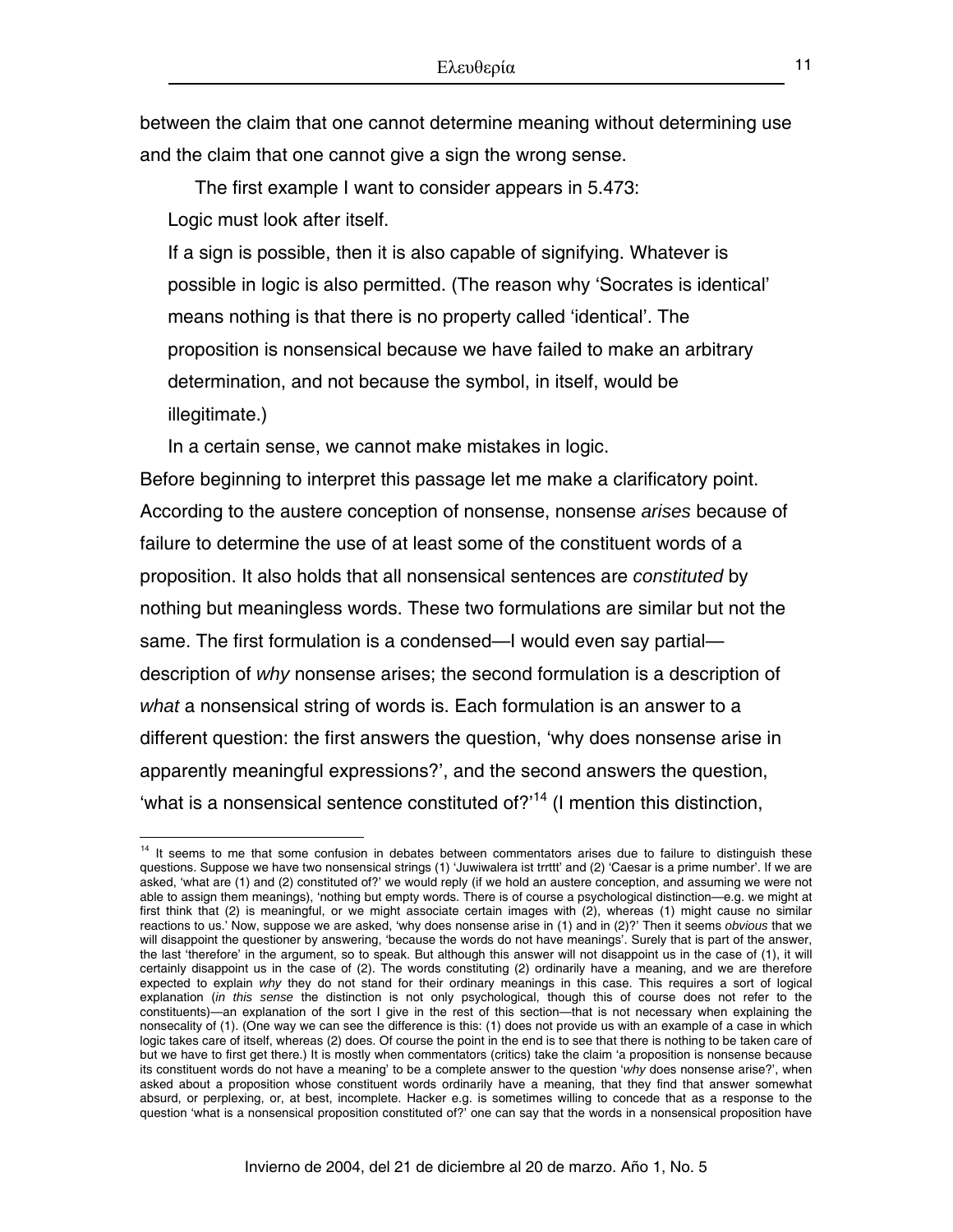between the claim that one cannot determine meaning without determining use and the claim that one cannot give a sign the wrong sense.

The first example I want to consider appears in 5.473:

> Logic must look after itself.
>
> If a sign is possible, then it is also capable of signifying. Whatever is possible in logic is also permitted. (The reason why 'Socrates is identical' means nothing is that there is no property called 'identical'. The proposition is nonsensical because we have failed to make an arbitrary determination, and not because the symbol, in itself, would be illegitimate.)
>
> In a certain sense, we cannot make mistakes in logic.

Before beginning to interpret this passage let me make a clarificatory point. According to the austere conception of nonsense, nonsense *arises* because of failure to determine the use of at least some of the constituent words of a proposition. It also holds that all nonsensical sentences are *constituted* by nothing but meaningless words. These two formulations are similar but not the same. The first formulation is a condensed—I would even say partial—description of *why* nonsense arises; the second formulation is a description of *what* a nonsensical string of words is. Each formulation is an answer to a different question: the first answers the question, 'why does nonsense arise in apparently meaningful expressions?', and the second answers the question, 'what is a nonsensical sentence constituted of?'[14] (I mention this distinction,

---

[14] It seems to me that some confusion in debates between commentators arises due to failure to distinguish these questions. Suppose we have two nonsensical strings (1) 'Juwiwalera ist trrttt' and (2) 'Caesar is a prime number'. If we are asked, 'what are (1) and (2) constituted of?' we would reply (if we hold an austere conception, and assuming we were not able to assign them meanings), 'nothing but empty words. There is of course a psychological distinction—e.g. we might at first think that (2) is meaningful, or we might associate certain images with (2), whereas (1) might cause no similar reactions to us.' Now, suppose we are asked, 'why does nonsense arise in (1) and in (2)?' Then it seems *obvious* that we will disappoint the questioner by answering, 'because the words do not have meanings'. Surely that is part of the answer, the last 'therefore' in the argument, so to speak. But although this answer will not disappoint us in the case of (1), it will certainly disappoint us in the case of (2). The words constituting (2) ordinarily have a meaning, and we are therefore expected to explain *why* they do not stand for their ordinary meanings in this case. This requires a sort of logical explanation (*in this sense* the distinction is not only psychological, though this of course does not refer to the constituents)—an explanation of the sort I give in the rest of this section—that is not necessary when explaining the nonsecality of (1). (One way we can see the difference is this: (1) does not provide us with an example of a case in which logic takes care of itself, whereas (2) does. Of course the point in the end is to see that there is nothing to be taken care of but we have to first get there.) It is mostly when commentators (critics) take the claim 'a proposition is nonsense because its constituent words do not have a meaning' to be a complete answer to the question '*why* does nonsense arise?', when asked about a proposition whose constituent words ordinarily have a meaning, that they find that answer somewhat absurd, or perplexing, or, at best, incomplete. Hacker e.g. is sometimes willing to concede that as a response to the question 'what is a nonsensical proposition constituted of?' one can say that the words in a nonsensical proposition have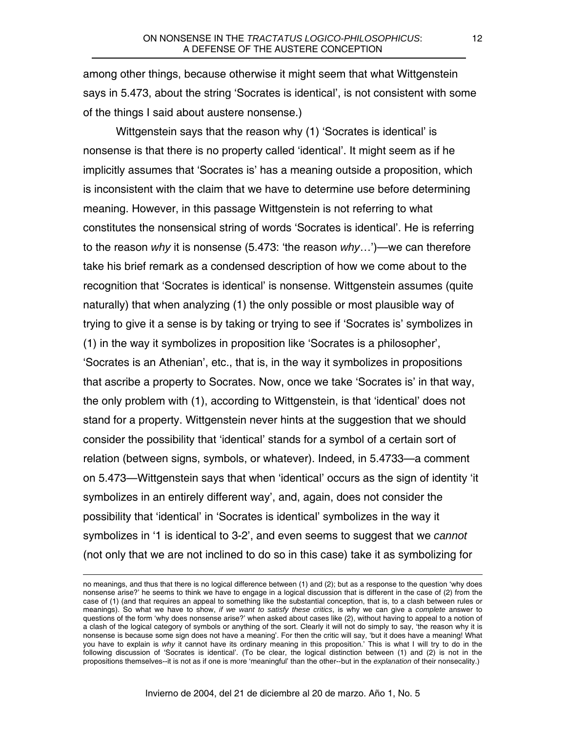among other things, because otherwise it might seem that what Wittgenstein says in 5.473, about the string 'Socrates is identical', is not consistent with some of the things I said about austere nonsense.)

Wittgenstein says that the reason why (1) 'Socrates is identical' is nonsense is that there is no property called 'identical'. It might seem as if he implicitly assumes that 'Socrates is' has a meaning outside a proposition, which is inconsistent with the claim that we have to determine use before determining meaning. However, in this passage Wittgenstein is not referring to what constitutes the nonsensical string of words 'Socrates is identical'. He is referring to the reason *why* it is nonsense (5.473: 'the reason *why*…')—we can therefore take his brief remark as a condensed description of how we come about to the recognition that 'Socrates is identical' is nonsense. Wittgenstein assumes (quite naturally) that when analyzing (1) the only possible or most plausible way of trying to give it a sense is by taking or trying to see if 'Socrates is' symbolizes in (1) in the way it symbolizes in proposition like 'Socrates is a philosopher', 'Socrates is an Athenian', etc., that is, in the way it symbolizes in propositions that ascribe a property to Socrates. Now, once we take 'Socrates is' in that way, the only problem with (1), according to Wittgenstein, is that 'identical' does not stand for a property. Wittgenstein never hints at the suggestion that we should consider the possibility that 'identical' stands for a symbol of a certain sort of relation (between signs, symbols, or whatever). Indeed, in 5.4733—a comment on 5.473—Wittgenstein says that when 'identical' occurs as the sign of identity 'it symbolizes in an entirely different way', and, again, does not consider the possibility that 'identical' in 'Socrates is identical' symbolizes in the way it symbolizes in '1 is identical to 3-2', and even seems to suggest that we *cannot* (not only that we are not inclined to do so in this case) take it as symbolizing for

---

no meanings, and thus that there is no logical difference between (1) and (2); but as a response to the question 'why does nonsense arise?' he seems to think we have to engage in a logical discussion that is different in the case of (2) from the case of (1) (and that requires an appeal to something like the substantial conception, that is, to a clash between rules or meanings). So what we have to show, *if we want to satisfy these critics*, is why we can give a *complete* answer to questions of the form 'why does nonsense arise?' when asked about cases like (2), without having to appeal to a notion of a clash of the logical category of symbols or anything of the sort. Clearly it will not do simply to say, 'the reason why it is nonsense is because some sign does not have a meaning'. For then the critic will say, 'but it does have a meaning! What you have to explain is *why* it cannot have its ordinary meaning in this proposition.' This is what I will try to do in the following discussion of 'Socrates is identical'. (To be clear, the logical distinction between (1) and (2) is not in the propositions themselves--it is not as if one is more 'meaningful' than the other--but in the *explanation* of their nonsecality.)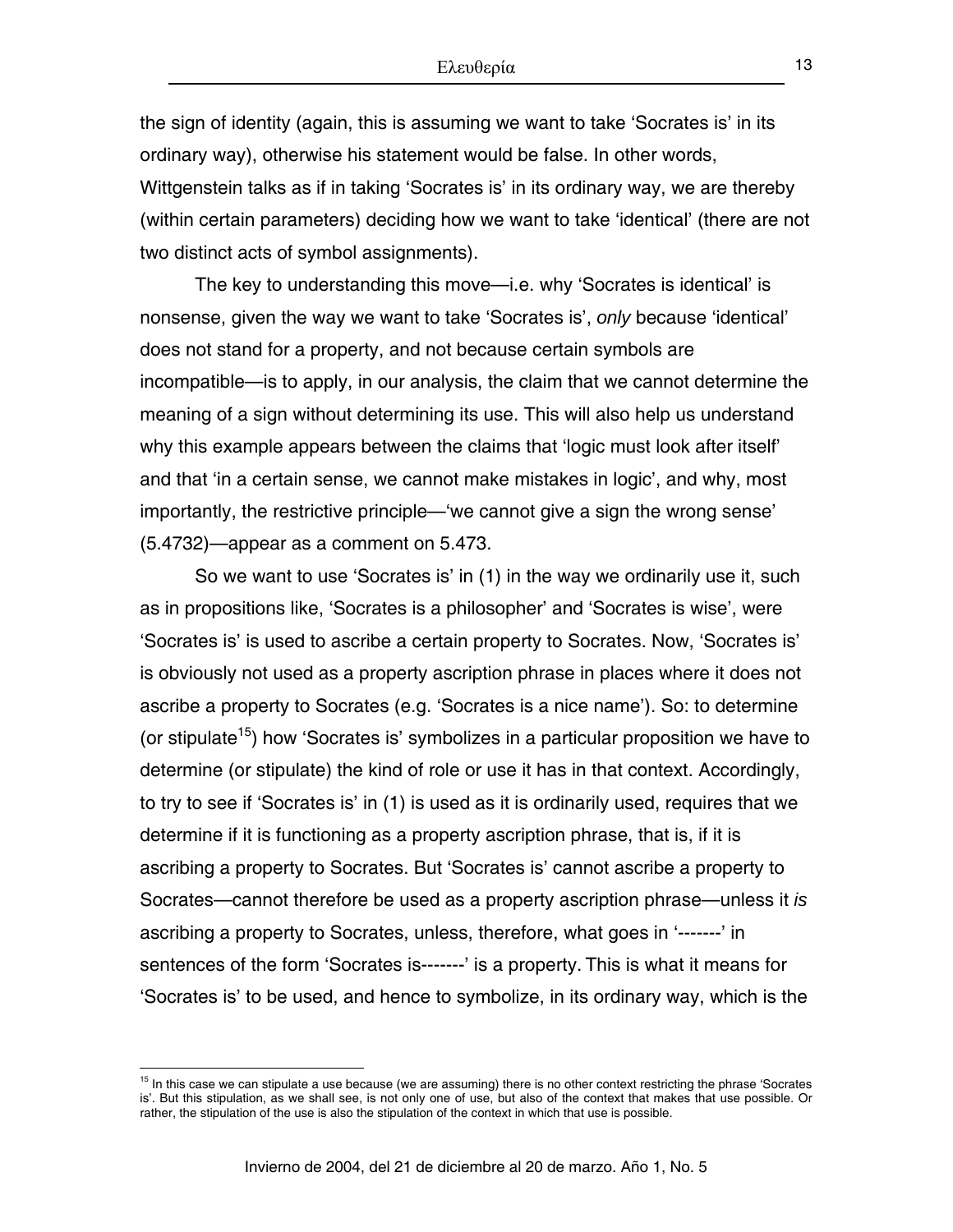the sign of identity (again, this is assuming we want to take 'Socrates is' in its ordinary way), otherwise his statement would be false. In other words, Wittgenstein talks as if in taking 'Socrates is' in its ordinary way, we are thereby (within certain parameters) deciding how we want to take 'identical' (there are not two distinct acts of symbol assignments).

The key to understanding this move—i.e. why 'Socrates is identical' is nonsense, given the way we want to take 'Socrates is', *only* because 'identical' does not stand for a property, and not because certain symbols are incompatible—is to apply, in our analysis, the claim that we cannot determine the meaning of a sign without determining its use. This will also help us understand why this example appears between the claims that 'logic must look after itself' and that 'in a certain sense, we cannot make mistakes in logic', and why, most importantly, the restrictive principle—'we cannot give a sign the wrong sense' (5.4732)—appear as a comment on 5.473.

So we want to use 'Socrates is' in (1) in the way we ordinarily use it, such as in propositions like, 'Socrates is a philosopher' and 'Socrates is wise', were 'Socrates is' is used to ascribe a certain property to Socrates. Now, 'Socrates is' is obviously not used as a property ascription phrase in places where it does not ascribe a property to Socrates (e.g. 'Socrates is a nice name'). So: to determine (or stipulate[15]) how 'Socrates is' symbolizes in a particular proposition we have to determine (or stipulate) the kind of role or use it has in that context. Accordingly, to try to see if 'Socrates is' in (1) is used as it is ordinarily used, requires that we determine if it is functioning as a property ascription phrase, that is, if it is ascribing a property to Socrates. But 'Socrates is' cannot ascribe a property to Socrates—cannot therefore be used as a property ascription phrase—unless it *is* ascribing a property to Socrates, unless, therefore, what goes in '-------' in sentences of the form 'Socrates is-------' is a property. This is what it means for 'Socrates is' to be used, and hence to symbolize, in its ordinary way, which is the

[15] In this case we can stipulate a use because (we are assuming) there is no other context restricting the phrase 'Socrates is'. But this stipulation, as we shall see, is not only one of use, but also of the context that makes that use possible. Or rather, the stipulation of the use is also the stipulation of the context in which that use is possible.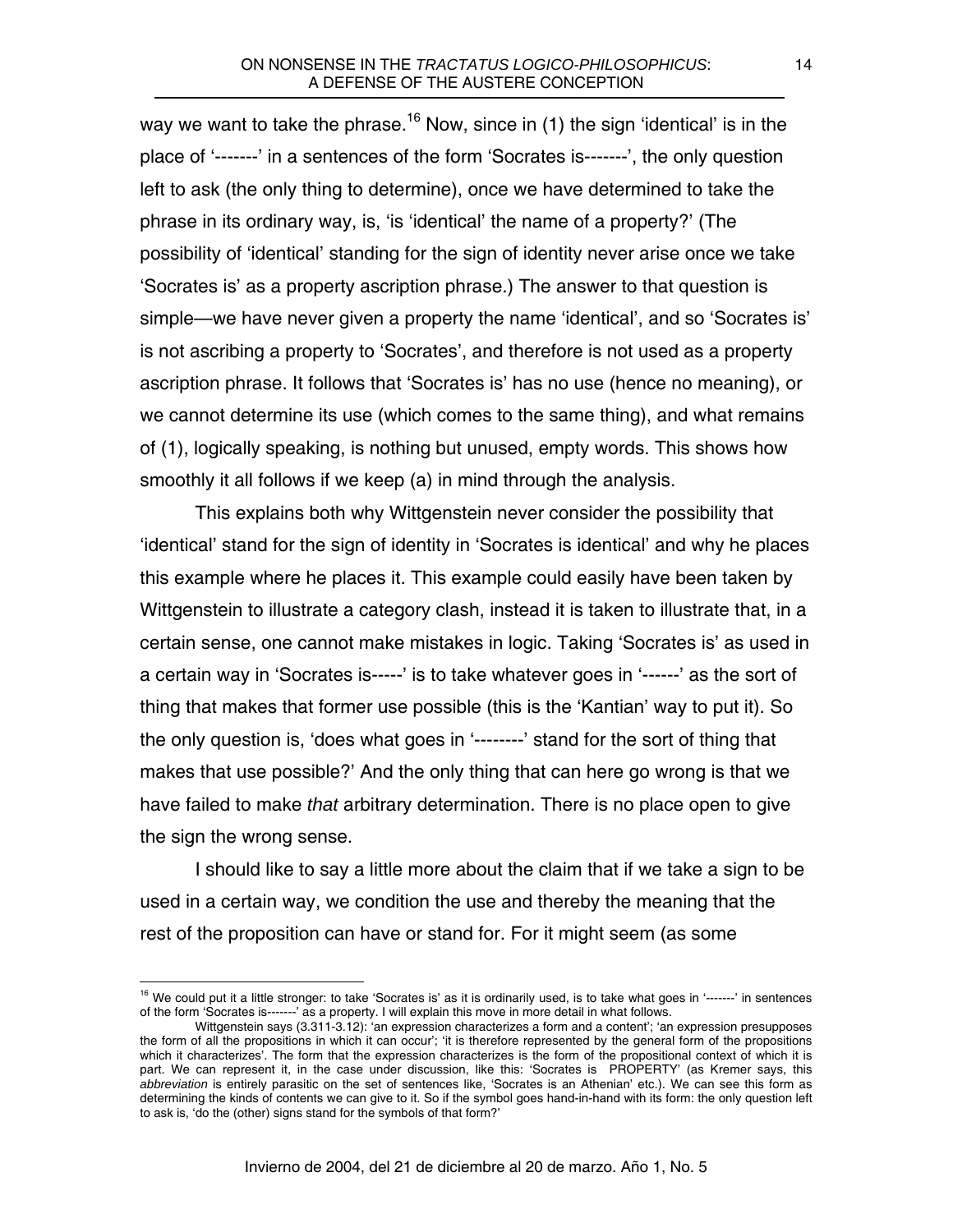way we want to take the phrase.[16] Now, since in (1) the sign ‘identical’ is in the place of ‘-------’ in a sentences of the form ‘Socrates is-------’, the only question left to ask (the only thing to determine), once we have determined to take the phrase in its ordinary way, is, ‘is ‘identical’ the name of a property?’ (The possibility of ‘identical’ standing for the sign of identity never arise once we take ‘Socrates is’ as a property ascription phrase.) The answer to that question is simple—we have never given a property the name ‘identical’, and so ‘Socrates is’ is not ascribing a property to ‘Socrates’, and therefore is not used as a property ascription phrase. It follows that ‘Socrates is’ has no use (hence no meaning), or we cannot determine its use (which comes to the same thing), and what remains of (1), logically speaking, is nothing but unused, empty words. This shows how smoothly it all follows if we keep (a) in mind through the analysis.

This explains both why Wittgenstein never consider the possibility that ‘identical’ stand for the sign of identity in ‘Socrates is identical’ and why he places this example where he places it. This example could easily have been taken by Wittgenstein to illustrate a category clash, instead it is taken to illustrate that, in a certain sense, one cannot make mistakes in logic. Taking ‘Socrates is’ as used in a certain way in ‘Socrates is-----’ is to take whatever goes in ‘------’ as the sort of thing that makes that former use possible (this is the ‘Kantian’ way to put it). So the only question is, ‘does what goes in ‘--------’ stand for the sort of thing that makes that use possible?’ And the only thing that can here go wrong is that we have failed to make *that* arbitrary determination. There is no place open to give the sign the wrong sense.

I should like to say a little more about the claim that if we take a sign to be used in a certain way, we condition the use and thereby the meaning that the rest of the proposition can have or stand for. For it might seem (as some

---

[16] We could put it a little stronger: to take ‘Socrates is’ as it is ordinarily used, is to take what goes in ‘-------’ in sentences of the form ‘Socrates is-------’ as a property. I will explain this move in more detail in what follows.

Wittgenstein says (3.311-3.12): ‘an expression characterizes a form and a content’; ‘an expression presupposes the form of all the propositions in which it can occur’; ‘it is therefore represented by the general form of the propositions which it characterizes’. The form that the expression characterizes is the form of the propositional context of which it is part. We can represent it, in the case under discussion, like this: ‘Socrates is PROPERTY’ (as Kremer says, this *abbreviation* is entirely parasitic on the set of sentences like, ‘Socrates is an Athenian’ etc.). We can see this form as determining the kinds of contents we can give to it. So if the symbol goes hand-in-hand with its form: the only question left to ask is, ‘do the (other) signs stand for the symbols of that form?’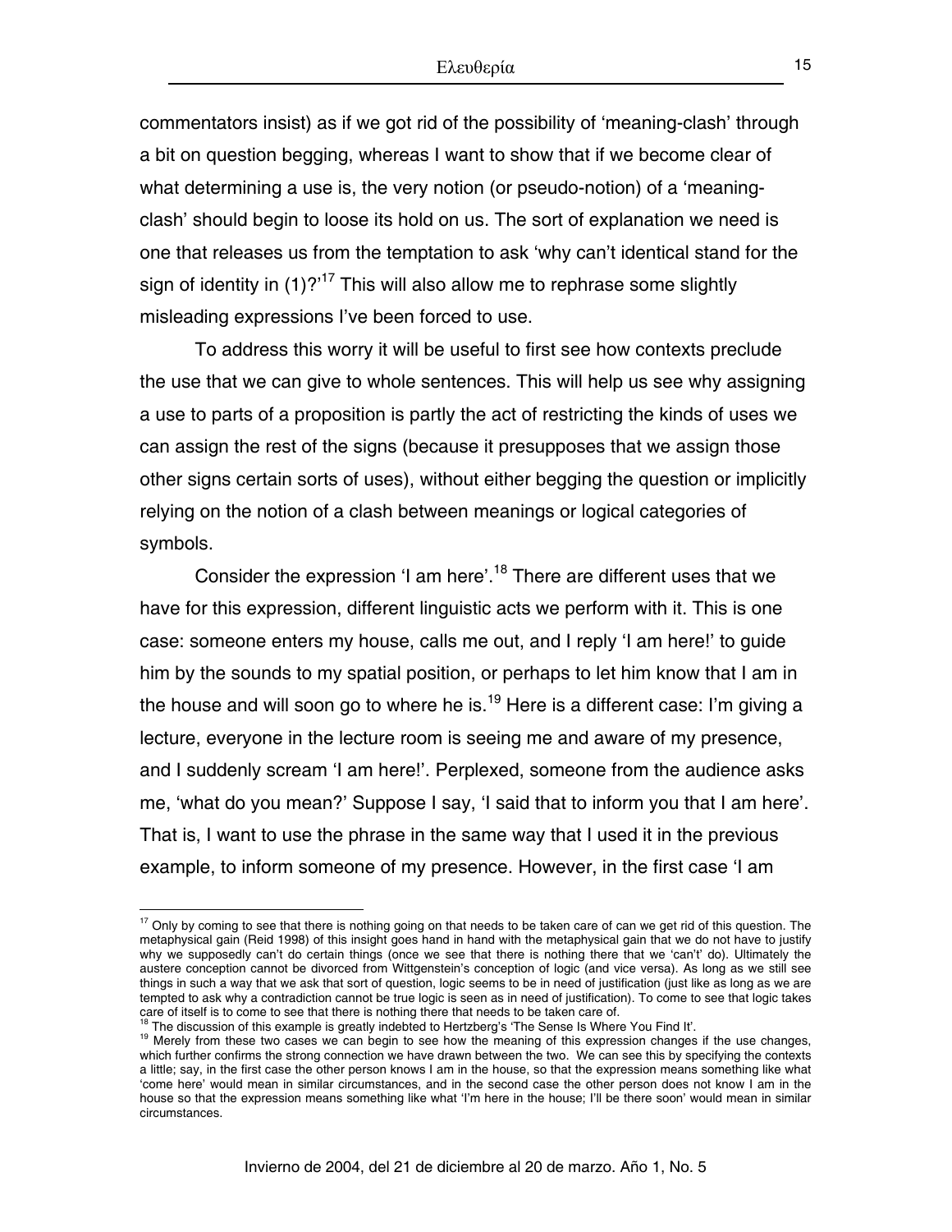commentators insist) as if we got rid of the possibility of 'meaning-clash' through a bit on question begging, whereas I want to show that if we become clear of what determining a use is, the very notion (or pseudo-notion) of a 'meaning-clash' should begin to loose its hold on us. The sort of explanation we need is one that releases us from the temptation to ask 'why can't identical stand for the sign of identity in (1)?'[17] This will also allow me to rephrase some slightly misleading expressions I've been forced to use.

To address this worry it will be useful to first see how contexts preclude the use that we can give to whole sentences. This will help us see why assigning a use to parts of a proposition is partly the act of restricting the kinds of uses we can assign the rest of the signs (because it presupposes that we assign those other signs certain sorts of uses), without either begging the question or implicitly relying on the notion of a clash between meanings or logical categories of symbols.

Consider the expression 'I am here'.[18] There are different uses that we have for this expression, different linguistic acts we perform with it. This is one case: someone enters my house, calls me out, and I reply 'I am here!' to guide him by the sounds to my spatial position, or perhaps to let him know that I am in the house and will soon go to where he is.[19] Here is a different case: I'm giving a lecture, everyone in the lecture room is seeing me and aware of my presence, and I suddenly scream 'I am here!'. Perplexed, someone from the audience asks me, 'what do you mean?' Suppose I say, 'I said that to inform you that I am here'. That is, I want to use the phrase in the same way that I used it in the previous example, to inform someone of my presence. However, in the first case 'I am

---

[17] Only by coming to see that there is nothing going on that needs to be taken care of can we get rid of this question. The metaphysical gain (Reid 1998) of this insight goes hand in hand with the metaphysical gain that we do not have to justify why we supposedly can't do certain things (once we see that there is nothing there that we 'can't' do). Ultimately the austere conception cannot be divorced from Wittgenstein's conception of logic (and vice versa). As long as we still see things in such a way that we ask that sort of question, logic seems to be in need of justification (just like as long as we are tempted to ask why a contradiction cannot be true logic is seen as in need of justification). To come to see that logic takes care of itself is to come to see that there is nothing there that needs to be taken care of.

[18] The discussion of this example is greatly indebted to Hertzberg's 'The Sense Is Where You Find It'.

[19] Merely from these two cases we can begin to see how the meaning of this expression changes if the use changes, which further confirms the strong connection we have drawn between the two. We can see this by specifying the contexts a little; say, in the first case the other person knows I am in the house, so that the expression means something like what 'come here' would mean in similar circumstances, and in the second case the other person does not know I am in the house so that the expression means something like what 'I'm here in the house; I'll be there soon' would mean in similar circumstances.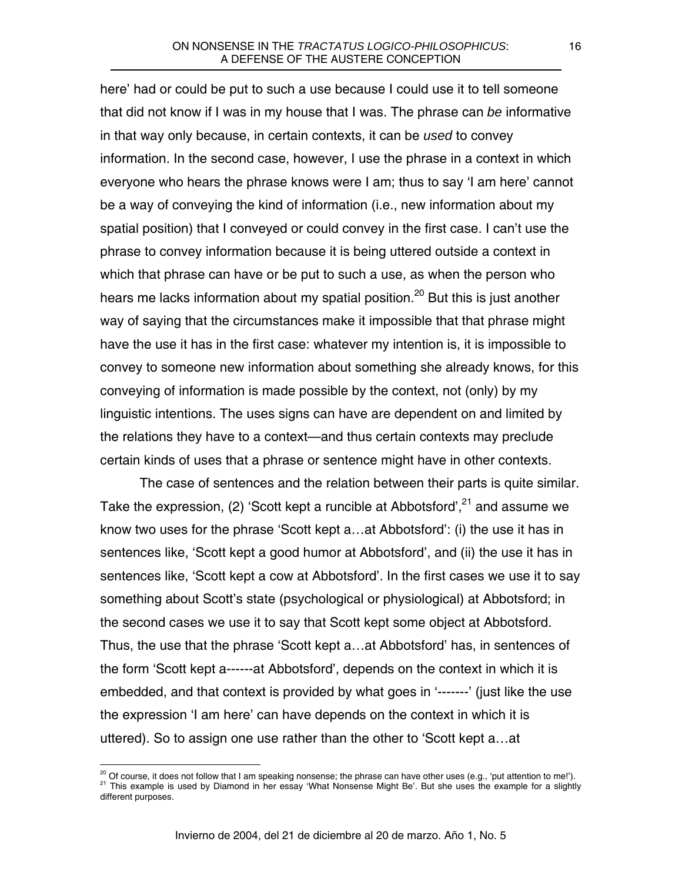here' had or could be put to such a use because I could use it to tell someone that did not know if I was in my house that I was. The phrase can *be* informative in that way only because, in certain contexts, it can be *used* to convey information. In the second case, however, I use the phrase in a context in which everyone who hears the phrase knows were I am; thus to say 'I am here' cannot be a way of conveying the kind of information (i.e., new information about my spatial position) that I conveyed or could convey in the first case. I can't use the phrase to convey information because it is being uttered outside a context in which that phrase can have or be put to such a use, as when the person who hears me lacks information about my spatial position.[20] But this is just another way of saying that the circumstances make it impossible that that phrase might have the use it has in the first case: whatever my intention is, it is impossible to convey to someone new information about something she already knows, for this conveying of information is made possible by the context, not (only) by my linguistic intentions. The uses signs can have are dependent on and limited by the relations they have to a context—and thus certain contexts may preclude certain kinds of uses that a phrase or sentence might have in other contexts.

The case of sentences and the relation between their parts is quite similar. Take the expression, (2) 'Scott kept a runcible at Abbotsford',[21] and assume we know two uses for the phrase 'Scott kept a…at Abbotsford': (i) the use it has in sentences like, 'Scott kept a good humor at Abbotsford', and (ii) the use it has in sentences like, 'Scott kept a cow at Abbotsford'. In the first cases we use it to say something about Scott's state (psychological or physiological) at Abbotsford; in the second cases we use it to say that Scott kept some object at Abbotsford. Thus, the use that the phrase 'Scott kept a…at Abbotsford' has, in sentences of the form 'Scott kept a------at Abbotsford', depends on the context in which it is embedded, and that context is provided by what goes in '-------' (just like the use the expression 'I am here' can have depends on the context in which it is uttered). So to assign one use rather than the other to 'Scott kept a…at

[20] Of course, it does not follow that I am speaking nonsense; the phrase can have other uses (e.g., 'put attention to me!').

[21] This example is used by Diamond in her essay 'What Nonsense Might Be'. But she uses the example for a slightly different purposes.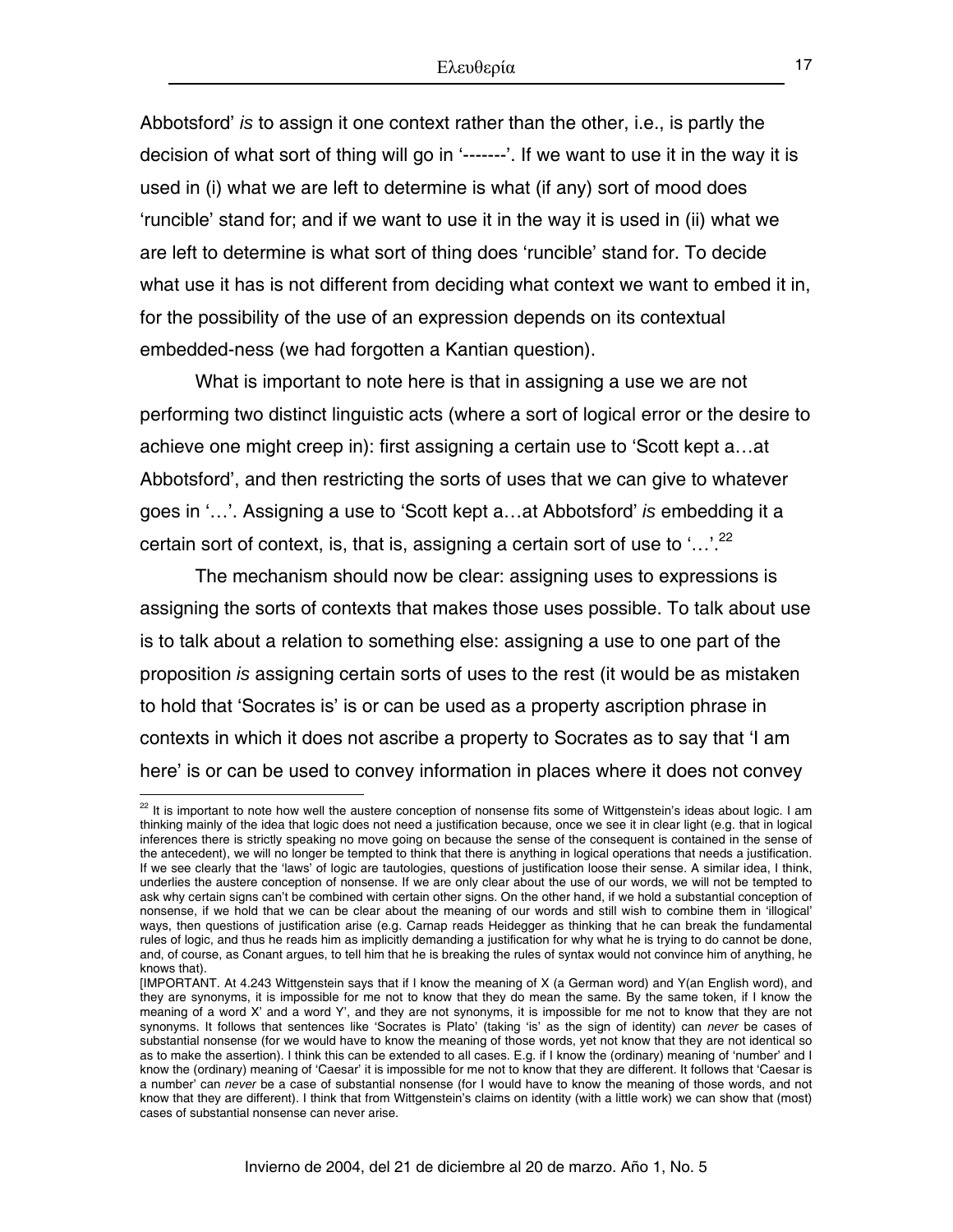Abbotsford' *is* to assign it one context rather than the other, i.e., is partly the decision of what sort of thing will go in '-------'. If we want to use it in the way it is used in (i) what we are left to determine is what (if any) sort of mood does 'runcible' stand for; and if we want to use it in the way it is used in (ii) what we are left to determine is what sort of thing does 'runcible' stand for. To decide what use it has is not different from deciding what context we want to embed it in, for the possibility of the use of an expression depends on its contextual embedded-ness (we had forgotten a Kantian question).

What is important to note here is that in assigning a use we are not performing two distinct linguistic acts (where a sort of logical error or the desire to achieve one might creep in): first assigning a certain use to 'Scott kept a…at Abbotsford', and then restricting the sorts of uses that we can give to whatever goes in '…'. Assigning a use to 'Scott kept a…at Abbotsford' *is* embedding it a certain sort of context, is, that is, assigning a certain sort of use to '…'.[22]

The mechanism should now be clear: assigning uses to expressions is assigning the sorts of contexts that makes those uses possible. To talk about use is to talk about a relation to something else: assigning a use to one part of the proposition *is* assigning certain sorts of uses to the rest (it would be as mistaken to hold that 'Socrates is' is or can be used as a property ascription phrase in contexts in which it does not ascribe a property to Socrates as to say that 'I am here' is or can be used to convey information in places where it does not convey

---

[22] It is important to note how well the austere conception of nonsense fits some of Wittgenstein's ideas about logic. I am thinking mainly of the idea that logic does not need a justification because, once we see it in clear light (e.g. that in logical inferences there is strictly speaking no move going on because the sense of the consequent is contained in the sense of the antecedent), we will no longer be tempted to think that there is anything in logical operations that needs a justification. If we see clearly that the 'laws' of logic are tautologies, questions of justification loose their sense. A similar idea, I think, underlies the austere conception of nonsense. If we are only clear about the use of our words, we will not be tempted to ask why certain signs can't be combined with certain other signs. On the other hand, if we hold a substantial conception of nonsense, if we hold that we can be clear about the meaning of our words and still wish to combine them in 'illogical' ways, then questions of justification arise (e.g. Carnap reads Heidegger as thinking that he can break the fundamental rules of logic, and thus he reads him as implicitly demanding a justification for why what he is trying to do cannot be done, and, of course, as Conant argues, to tell him that he is breaking the rules of syntax would not convince him of anything, he knows that).

[IMPORTANT. At 4.243 Wittgenstein says that if I know the meaning of X (a German word) and Y(an English word), and they are synonyms, it is impossible for me not to know that they do mean the same. By the same token, if I know the meaning of a word X' and a word Y', and they are not synonyms, it is impossible for me not to know that they are not synonyms. It follows that sentences like 'Socrates is Plato' (taking 'is' as the sign of identity) can *never* be cases of substantial nonsense (for we would have to know the meaning of those words, yet not know that they are not identical so as to make the assertion). I think this can be extended to all cases. E.g. if I know the (ordinary) meaning of 'number' and I know the (ordinary) meaning of 'Caesar' it is impossible for me not to know that they are different. It follows that 'Caesar is a number' can *never* be a case of substantial nonsense (for I would have to know the meaning of those words, and not know that they are different). I think that from Wittgenstein's claims on identity (with a little work) we can show that (most) cases of substantial nonsense can never arise.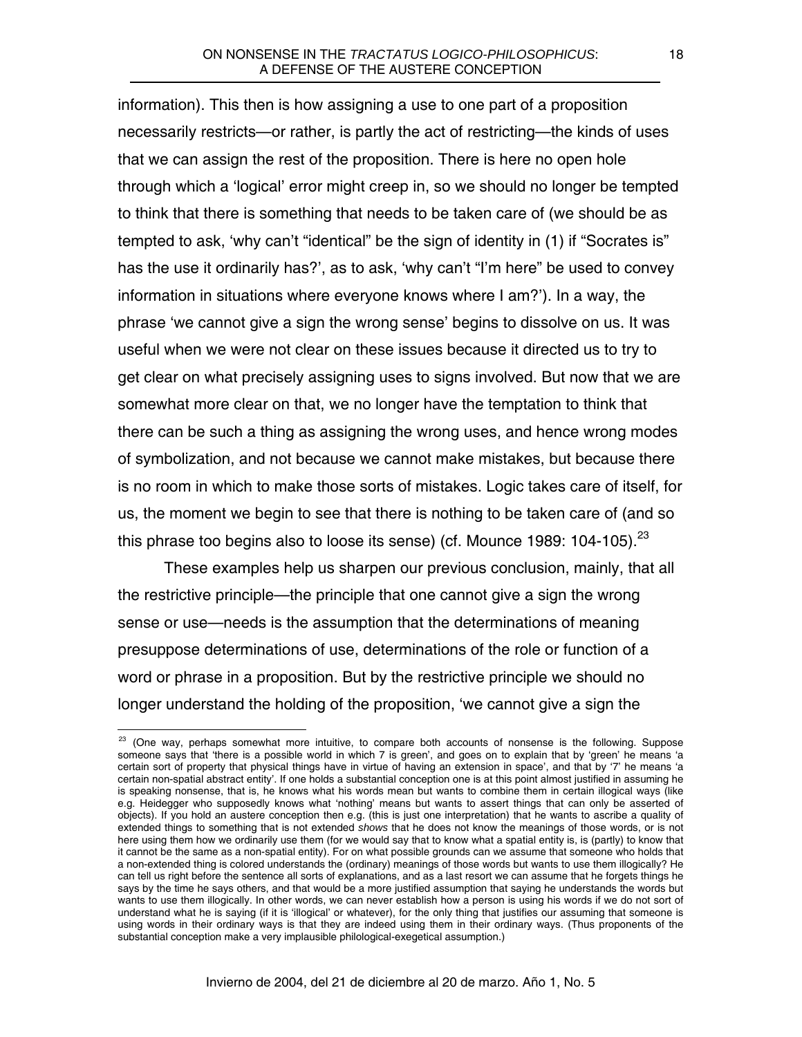information). This then is how assigning a use to one part of a proposition necessarily restricts—or rather, is partly the act of restricting—the kinds of uses that we can assign the rest of the proposition. There is here no open hole through which a 'logical' error might creep in, so we should no longer be tempted to think that there is something that needs to be taken care of (we should be as tempted to ask, 'why can't "identical" be the sign of identity in (1) if "Socrates is" has the use it ordinarily has?', as to ask, 'why can't "I'm here" be used to convey information in situations where everyone knows where I am?'). In a way, the phrase 'we cannot give a sign the wrong sense' begins to dissolve on us. It was useful when we were not clear on these issues because it directed us to try to get clear on what precisely assigning uses to signs involved. But now that we are somewhat more clear on that, we no longer have the temptation to think that there can be such a thing as assigning the wrong uses, and hence wrong modes of symbolization, and not because we cannot make mistakes, but because there is no room in which to make those sorts of mistakes. Logic takes care of itself, for us, the moment we begin to see that there is nothing to be taken care of (and so this phrase too begins also to loose its sense) (cf. Mounce 1989: 104-105).[23]

These examples help us sharpen our previous conclusion, mainly, that all the restrictive principle—the principle that one cannot give a sign the wrong sense or use—needs is the assumption that the determinations of meaning presuppose determinations of use, determinations of the role or function of a word or phrase in a proposition. But by the restrictive principle we should no longer understand the holding of the proposition, 'we cannot give a sign the

---

[23] (One way, perhaps somewhat more intuitive, to compare both accounts of nonsense is the following. Suppose someone says that 'there is a possible world in which 7 is green', and goes on to explain that by 'green' he means 'a certain sort of property that physical things have in virtue of having an extension in space', and that by '7' he means 'a certain non-spatial abstract entity'. If one holds a substantial conception one is at this point almost justified in assuming he is speaking nonsense, that is, he knows what his words mean but wants to combine them in certain illogical ways (like e.g. Heidegger who supposedly knows what 'nothing' means but wants to assert things that can only be asserted of objects). If you hold an austere conception then e.g. (this is just one interpretation) that he wants to ascribe a quality of extended things to something that is not extended *shows* that he does not know the meanings of those words, or is not here using them how we ordinarily use them (for we would say that to know what a spatial entity is, is (partly) to know that it cannot be the same as a non-spatial entity). For on what possible grounds can we assume that someone who holds that a non-extended thing is colored understands the (ordinary) meanings of those words but wants to use them illogically? He can tell us right before the sentence all sorts of explanations, and as a last resort we can assume that he forgets things he says by the time he says others, and that would be a more justified assumption that saying he understands the words but wants to use them illogically. In other words, we can never establish how a person is using his words if we do not sort of understand what he is saying (if it is 'illogical' or whatever), for the only thing that justifies our assuming that someone is using words in their ordinary ways is that they are indeed using them in their ordinary ways. (Thus proponents of the substantial conception make a very implausible philological-exegetical assumption.)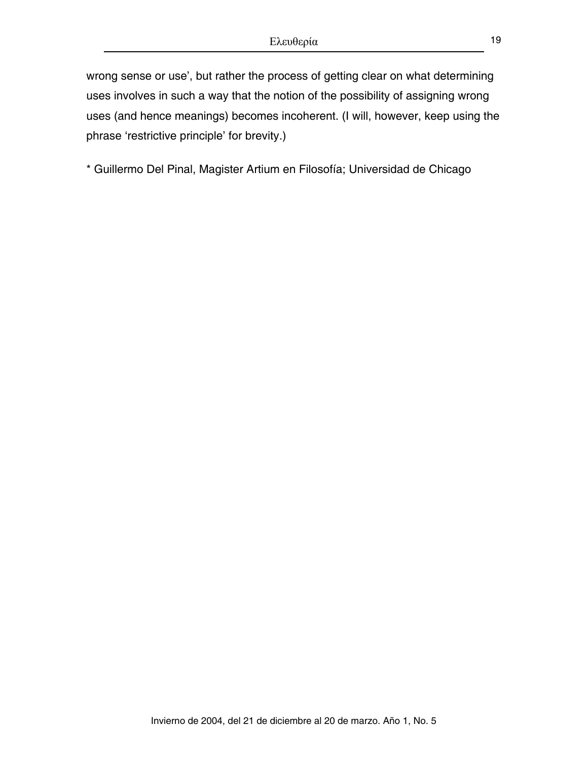wrong sense or use', but rather the process of getting clear on what determining uses involves in such a way that the notion of the possibility of assigning wrong uses (and hence meanings) becomes incoherent. (I will, however, keep using the phrase 'restrictive principle' for brevity.)

* Guillermo Del Pinal, Magister Artium en Filosofía; Universidad de Chicago